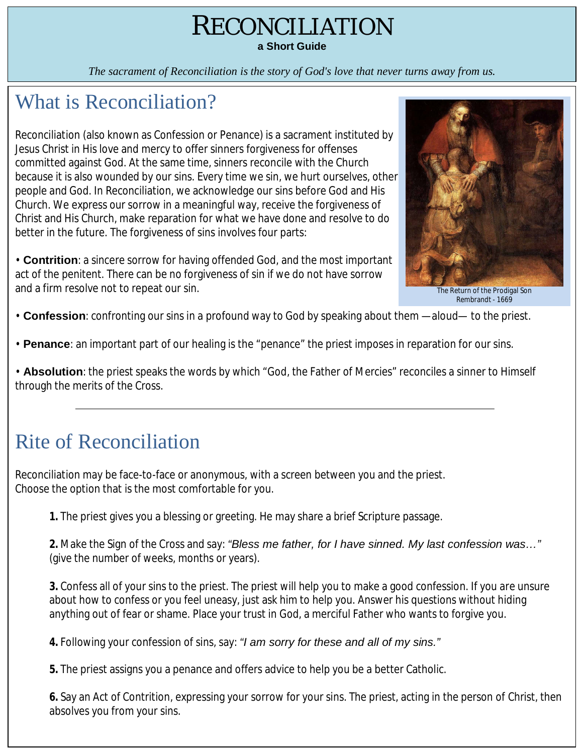# RECONCILIATION

**a Short Guide**

*The sacrament of Reconciliation is the story of God's love that never turns away from us.*

## What is Reconciliation?

Reconciliation (also known as Confession or Penance) is a sacrament instituted by Jesus Christ in His love and mercy to offer sinners forgiveness for offenses committed against God. At the same time, sinners reconcile with the Church because it is also wounded by our sins. Every time we sin, we hurt ourselves, other people and God. In Reconciliation, we acknowledge our sins before God and His Church. We express our sorrow in a meaningful way, receive the forgiveness of Christ and His Church, make reparation for what we have done and resolve to do better in the future. The forgiveness of sins involves four parts:

The Return of the Prodigal Son
Rembrandt - 1669

• **Contrition**: a sincere sorrow for having offended God, and the most important act of the penitent. There can be no forgiveness of sin if we do not have sorrow and a firm resolve not to repeat our sin.

• **Confession**: confronting our sins in a profound way to God by speaking about them —aloud— to the priest.

• **Penance**: an important part of our healing is the "penance" the priest imposes in reparation for our sins.

• **Absolution**: the priest speaks the words by which "God, the Father of Mercies" reconciles a sinner to Himself through the merits of the Cross.

---

## Rite of Reconciliation

Reconciliation may be face-to-face or anonymous, with a screen between you and the priest.
Choose the option that is the most comfortable for you.

**1.** The priest gives you a blessing or greeting. He may share a brief Scripture passage.

**2.** Make the Sign of the Cross and say: *"Bless me father, for I have sinned. My last confession was…"* (give the number of weeks, months or years).

**3.** Confess all of your sins to the priest. The priest will help you to make a good confession. If you are unsure about how to confess or you feel uneasy, just ask him to help you. Answer his questions without hiding anything out of fear or shame. Place your trust in God, a merciful Father who wants to forgive you.

**4.** Following your confession of sins, say: *"I am sorry for these and all of my sins."*

**5.** The priest assigns you a penance and offers advice to help you be a better Catholic.

**6.** Say an Act of Contrition, expressing your sorrow for your sins. The priest, acting in the person of Christ, then absolves you from your sins.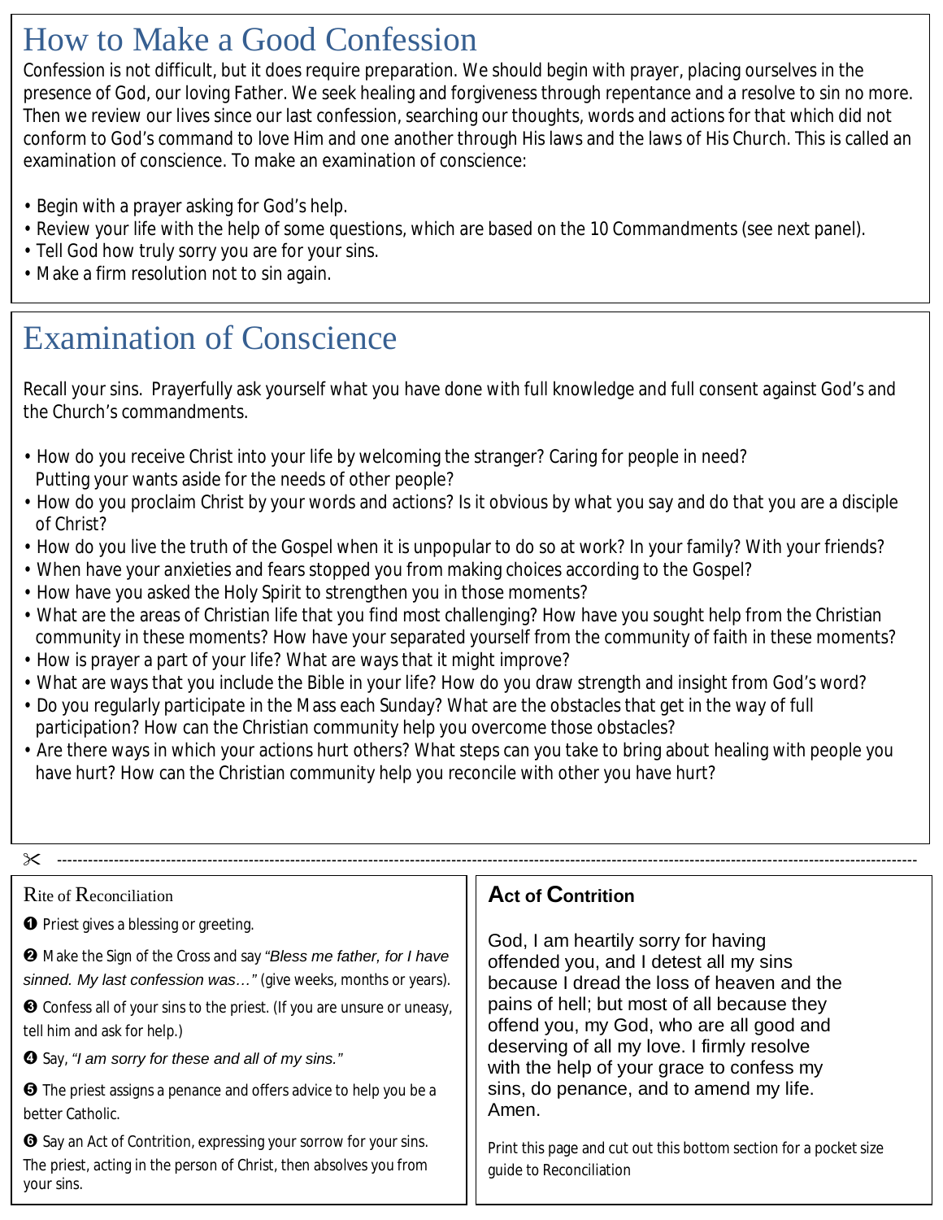# How to Make a Good Confession

Confession is not difficult, but it does require preparation. We should begin with prayer, placing ourselves in the presence of God, our loving Father. We seek healing and forgiveness through repentance and a resolve to sin no more. Then we review our lives since our last confession, searching our thoughts, words and actions for that which did not conform to God's command to love Him and one another through His laws and the laws of His Church. This is called an examination of conscience. To make an examination of conscience:

- Begin with a prayer asking for God's help.
- Review your life with the help of some questions, which are based on the 10 Commandments (see next panel).
- Tell God how truly sorry you are for your sins.
- Make a firm resolution not to sin again.

# Examination of Conscience

Recall your sins. Prayerfully ask yourself what you have done with full knowledge and full consent against God's and the Church's commandments.

- How do you receive Christ into your life by welcoming the stranger? Caring for people in need? Putting your wants aside for the needs of other people?
- How do you proclaim Christ by your words and actions? Is it obvious by what you say and do that you are a disciple of Christ?
- How do you live the truth of the Gospel when it is unpopular to do so at work? In your family? With your friends?
- When have your anxieties and fears stopped you from making choices according to the Gospel?
- How have you asked the Holy Spirit to strengthen you in those moments?
- What are the areas of Christian life that you find most challenging? How have you sought help from the Christian community in these moments? How have your separated yourself from the community of faith in these moments?
- How is prayer a part of your life? What are ways that it might improve?
- What are ways that you include the Bible in your life? How do you draw strength and insight from God's word?
- Do you regularly participate in the Mass each Sunday? What are the obstacles that get in the way of full participation? How can the Christian community help you overcome those obstacles?
- Are there ways in which your actions hurt others? What steps can you take to bring about healing with people you have hurt? How can the Christian community help you reconcile with other you have hurt?

---

## Rite of Reconciliation

❶ Priest gives a blessing or greeting.

❷ Make the Sign of the Cross and say *"Bless me father, for I have sinned. My last confession was…"* (give weeks, months or years).

❸ Confess all of your sins to the priest. (If you are unsure or uneasy, tell him and ask for help.)

❹ Say, *"I am sorry for these and all of my sins."*

❺ The priest assigns a penance and offers advice to help you be a better Catholic.

❻ Say an Act of Contrition, expressing your sorrow for your sins. The priest, acting in the person of Christ, then absolves you from your sins.

## Act of Contrition

God, I am heartily sorry for having offended you, and I detest all my sins because I dread the loss of heaven and the pains of hell; but most of all because they offend you, my God, who are all good and deserving of all my love. I firmly resolve with the help of your grace to confess my sins, do penance, and to amend my life. Amen.

Print this page and cut out this bottom section for a pocket size guide to Reconciliation